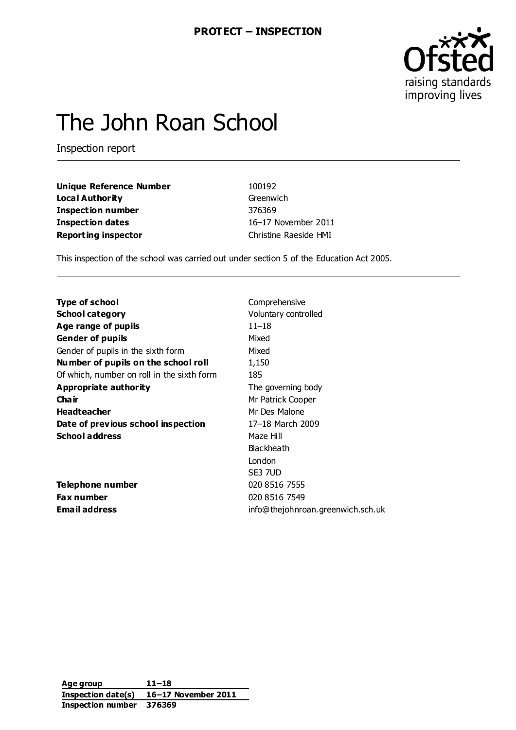**PROTECT – INSPECTION**

# The John Roan School

Inspection report

| | |
|---|---|
| **Unique Reference Number** | 100192 |
| **Local Authority** | Greenwich |
| **Inspection number** | 376369 |
| **Inspection dates** | 16–17 November 2011 |
| **Reporting inspector** | Christine Raeside HMI |

This inspection of the school was carried out under section 5 of the Education Act 2005.

| | |
|---|---|
| **Type of school** | Comprehensive |
| **School category** | Voluntary controlled |
| **Age range of pupils** | 11–18 |
| **Gender of pupils** | Mixed |
| Gender of pupils in the sixth form | Mixed |
| **Number of pupils on the school roll** | 1,150 |
| Of which, number on roll in the sixth form | 185 |
| **Appropriate authority** | The governing body |
| **Chair** | Mr Patrick Cooper |
| **Headteacher** | Mr Des Malone |
| **Date of previous school inspection** | 17–18 March 2009 |
| **School address** | Maze Hill<br>Blackheath<br>London<br>SE3 7UD |
| **Telephone number** | 020 8516 7555 |
| **Fax number** | 020 8516 7549 |
| **Email address** | info@thejohnroan.greenwich.sch.uk |

| | |
|---|---|
| **Age group** | **11–18** |
| **Inspection date(s)** | **16–17 November 2011** |
| **Inspection number** | **376369** |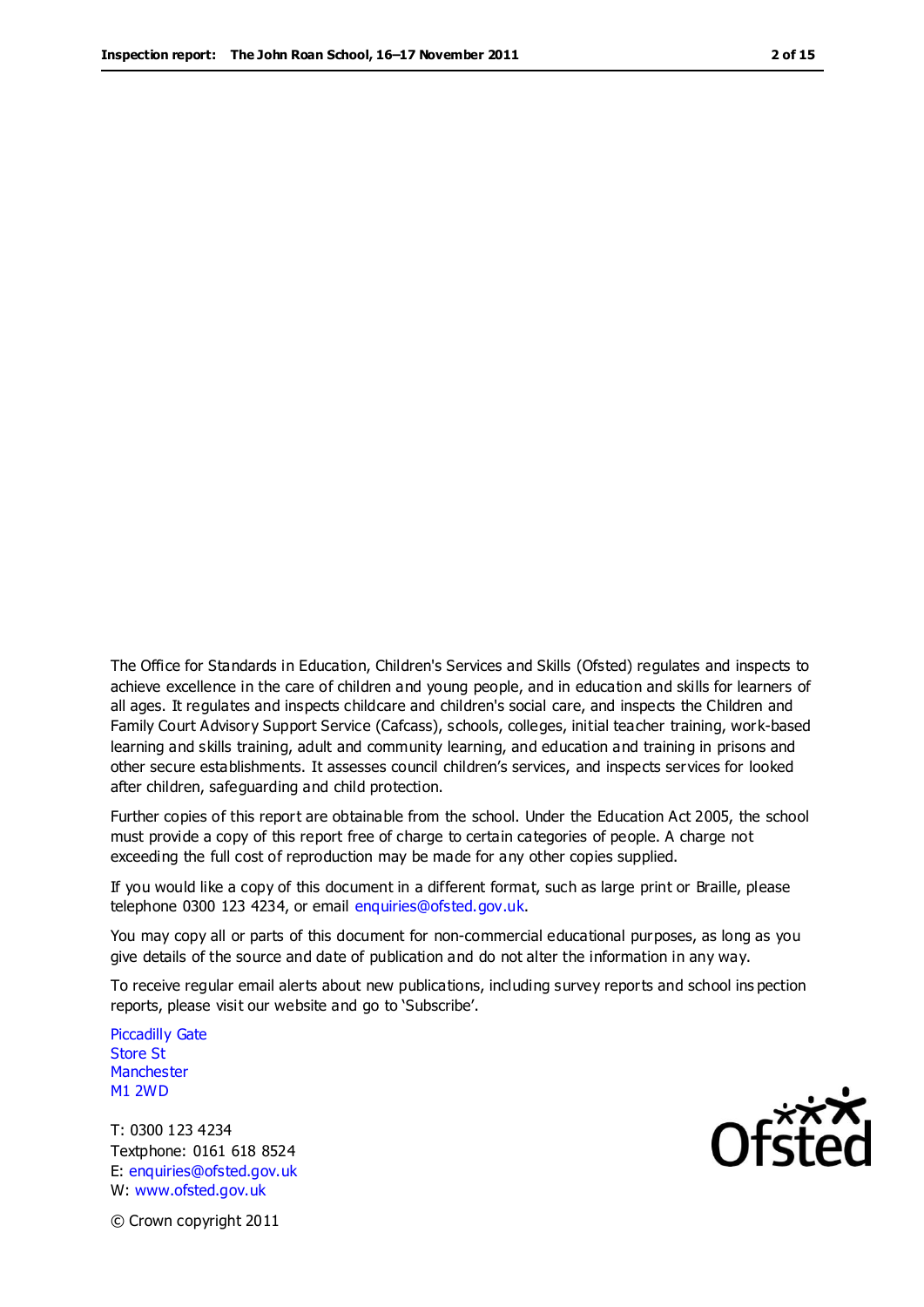The Office for Standards in Education, Children's Services and Skills (Ofsted) regulates and inspects to achieve excellence in the care of children and young people, and in education and skills for learners of all ages. It regulates and inspects childcare and children's social care, and inspects the Children and Family Court Advisory Support Service (Cafcass), schools, colleges, initial teacher training, work-based learning and skills training, adult and community learning, and education and training in prisons and other secure establishments. It assesses council children's services, and inspects services for looked after children, safeguarding and child protection.

Further copies of this report are obtainable from the school. Under the Education Act 2005, the school must provide a copy of this report free of charge to certain categories of people. A charge not exceeding the full cost of reproduction may be made for any other copies supplied.

If you would like a copy of this document in a different format, such as large print or Braille, please telephone 0300 123 4234, or email enquiries@ofsted.gov.uk.

You may copy all or parts of this document for non-commercial educational purposes, as long as you give details of the source and date of publication and do not alter the information in any way.

To receive regular email alerts about new publications, including survey reports and school inspection reports, please visit our website and go to 'Subscribe'.

Piccadilly Gate
Store St
Manchester
M1 2WD

T: 0300 123 4234
Textphone: 0161 618 8524
E: enquiries@ofsted.gov.uk
W: www.ofsted.gov.uk

© Crown copyright 2011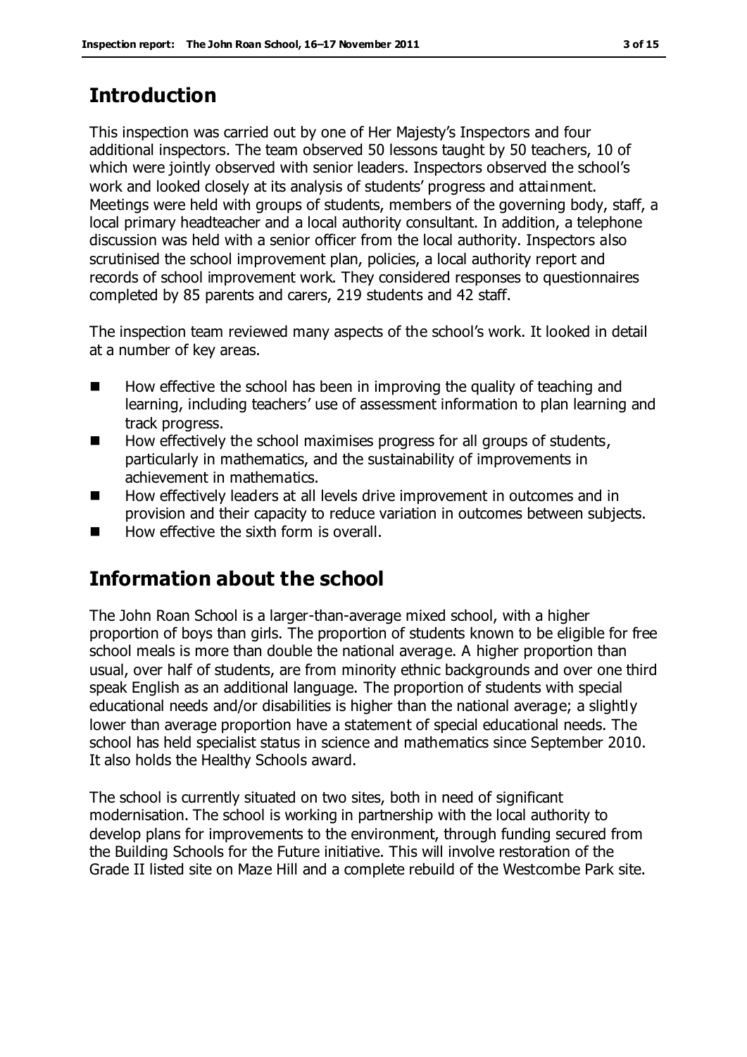## Introduction

This inspection was carried out by one of Her Majesty's Inspectors and four additional inspectors. The team observed 50 lessons taught by 50 teachers, 10 of which were jointly observed with senior leaders. Inspectors observed the school's work and looked closely at its analysis of students' progress and attainment. Meetings were held with groups of students, members of the governing body, staff, a local primary headteacher and a local authority consultant. In addition, a telephone discussion was held with a senior officer from the local authority. Inspectors also scrutinised the school improvement plan, policies, a local authority report and records of school improvement work. They considered responses to questionnaires completed by 85 parents and carers, 219 students and 42 staff.

The inspection team reviewed many aspects of the school's work. It looked in detail at a number of key areas.

- How effective the school has been in improving the quality of teaching and learning, including teachers' use of assessment information to plan learning and track progress.
- How effectively the school maximises progress for all groups of students, particularly in mathematics, and the sustainability of improvements in achievement in mathematics.
- How effectively leaders at all levels drive improvement in outcomes and in provision and their capacity to reduce variation in outcomes between subjects.
- How effective the sixth form is overall.

## Information about the school

The John Roan School is a larger-than-average mixed school, with a higher proportion of boys than girls. The proportion of students known to be eligible for free school meals is more than double the national average. A higher proportion than usual, over half of students, are from minority ethnic backgrounds and over one third speak English as an additional language. The proportion of students with special educational needs and/or disabilities is higher than the national average; a slightly lower than average proportion have a statement of special educational needs. The school has held specialist status in science and mathematics since September 2010. It also holds the Healthy Schools award.

The school is currently situated on two sites, both in need of significant modernisation. The school is working in partnership with the local authority to develop plans for improvements to the environment, through funding secured from the Building Schools for the Future initiative. This will involve restoration of the Grade II listed site on Maze Hill and a complete rebuild of the Westcombe Park site.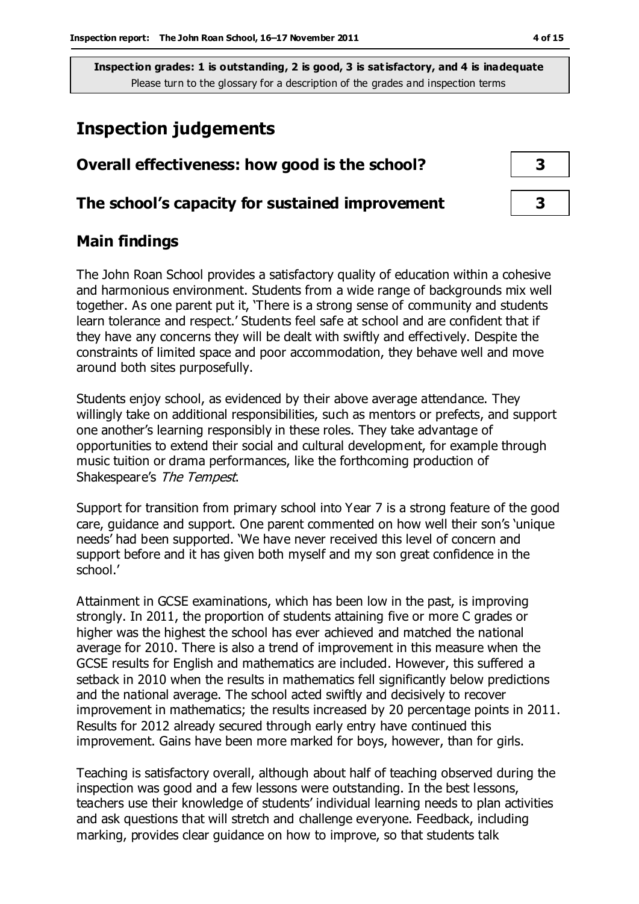**Inspection grades: 1 is outstanding, 2 is good, 3 is satisfactory, and 4 is inadequate**
Please turn to the glossary for a description of the grades and inspection terms

# Inspection judgements

| | |
|---|---|
| **Overall effectiveness: how good is the school?** | **3** |
| **The school's capacity for sustained improvement** | **3** |

## Main findings

The John Roan School provides a satisfactory quality of education within a cohesive and harmonious environment. Students from a wide range of backgrounds mix well together. As one parent put it, 'There is a strong sense of community and students learn tolerance and respect.' Students feel safe at school and are confident that if they have any concerns they will be dealt with swiftly and effectively. Despite the constraints of limited space and poor accommodation, they behave well and move around both sites purposefully.

Students enjoy school, as evidenced by their above average attendance. They willingly take on additional responsibilities, such as mentors or prefects, and support one another's learning responsibly in these roles. They take advantage of opportunities to extend their social and cultural development, for example through music tuition or drama performances, like the forthcoming production of Shakespeare's *The Tempest*.

Support for transition from primary school into Year 7 is a strong feature of the good care, guidance and support. One parent commented on how well their son's 'unique needs' had been supported. 'We have never received this level of concern and support before and it has given both myself and my son great confidence in the school.'

Attainment in GCSE examinations, which has been low in the past, is improving strongly. In 2011, the proportion of students attaining five or more C grades or higher was the highest the school has ever achieved and matched the national average for 2010. There is also a trend of improvement in this measure when the GCSE results for English and mathematics are included. However, this suffered a setback in 2010 when the results in mathematics fell significantly below predictions and the national average. The school acted swiftly and decisively to recover improvement in mathematics; the results increased by 20 percentage points in 2011. Results for 2012 already secured through early entry have continued this improvement. Gains have been more marked for boys, however, than for girls.

Teaching is satisfactory overall, although about half of teaching observed during the inspection was good and a few lessons were outstanding. In the best lessons, teachers use their knowledge of students' individual learning needs to plan activities and ask questions that will stretch and challenge everyone. Feedback, including marking, provides clear guidance on how to improve, so that students talk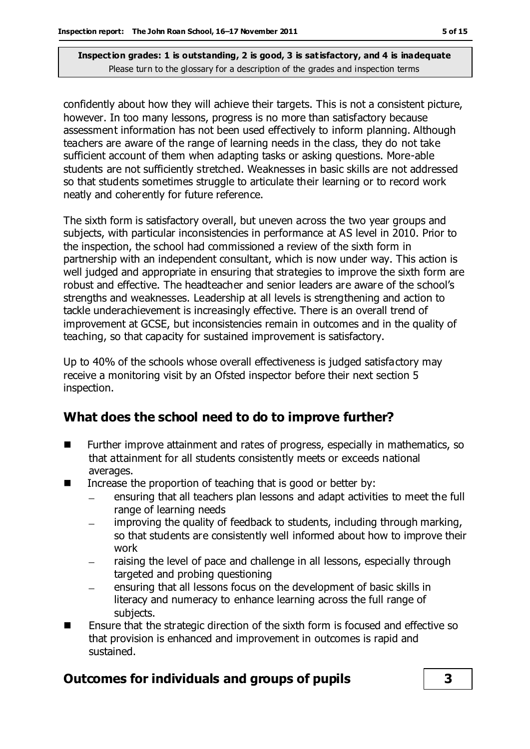confidently about how they will achieve their targets. This is not a consistent picture, however. In too many lessons, progress is no more than satisfactory because assessment information has not been used effectively to inform planning. Although teachers are aware of the range of learning needs in the class, they do not take sufficient account of them when adapting tasks or asking questions. More-able students are not sufficiently stretched. Weaknesses in basic skills are not addressed so that students sometimes struggle to articulate their learning or to record work neatly and coherently for future reference.

The sixth form is satisfactory overall, but uneven across the two year groups and subjects, with particular inconsistencies in performance at AS level in 2010. Prior to the inspection, the school had commissioned a review of the sixth form in partnership with an independent consultant, which is now under way. This action is well judged and appropriate in ensuring that strategies to improve the sixth form are robust and effective. The headteacher and senior leaders are aware of the school's strengths and weaknesses. Leadership at all levels is strengthening and action to tackle underachievement is increasingly effective. There is an overall trend of improvement at GCSE, but inconsistencies remain in outcomes and in the quality of teaching, so that capacity for sustained improvement is satisfactory.

Up to 40% of the schools whose overall effectiveness is judged satisfactory may receive a monitoring visit by an Ofsted inspector before their next section 5 inspection.

## What does the school need to do to improve further?

- Further improve attainment and rates of progress, especially in mathematics, so that attainment for all students consistently meets or exceeds national averages.
- Increase the proportion of teaching that is good or better by:
  - ensuring that all teachers plan lessons and adapt activities to meet the full range of learning needs
  - improving the quality of feedback to students, including through marking, so that students are consistently well informed about how to improve their work
  - raising the level of pace and challenge in all lessons, especially through targeted and probing questioning
  - ensuring that all lessons focus on the development of basic skills in literacy and numeracy to enhance learning across the full range of subjects.
- Ensure that the strategic direction of the sixth form is focused and effective so that provision is enhanced and improvement in outcomes is rapid and sustained.

## Outcomes for individuals and groups of pupils — 3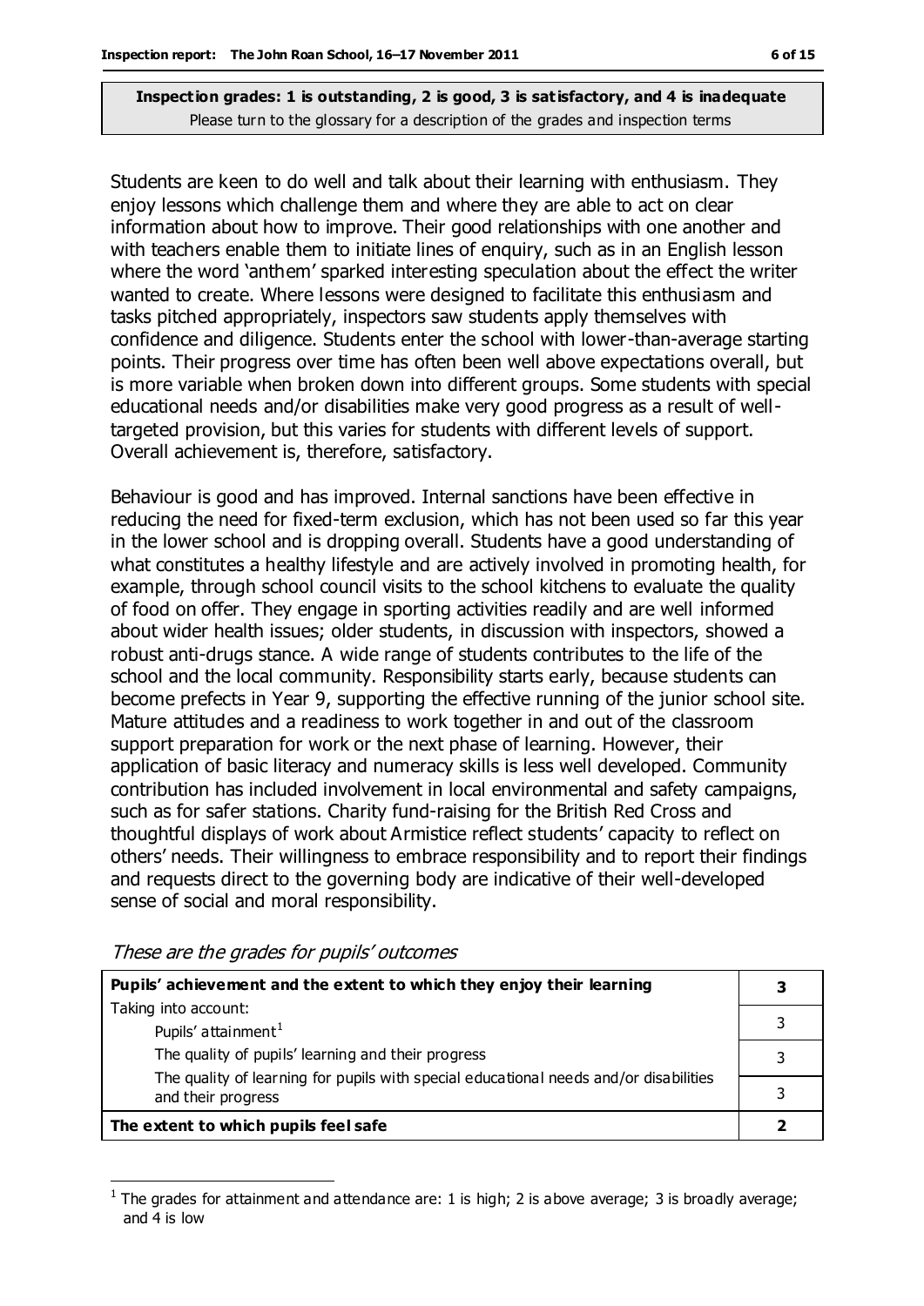**Inspection grades: 1 is outstanding, 2 is good, 3 is satisfactory, and 4 is inadequate**
Please turn to the glossary for a description of the grades and inspection terms

Students are keen to do well and talk about their learning with enthusiasm. They enjoy lessons which challenge them and where they are able to act on clear information about how to improve. Their good relationships with one another and with teachers enable them to initiate lines of enquiry, such as in an English lesson where the word 'anthem' sparked interesting speculation about the effect the writer wanted to create. Where lessons were designed to facilitate this enthusiasm and tasks pitched appropriately, inspectors saw students apply themselves with confidence and diligence. Students enter the school with lower-than-average starting points. Their progress over time has often been well above expectations overall, but is more variable when broken down into different groups. Some students with special educational needs and/or disabilities make very good progress as a result of well-targeted provision, but this varies for students with different levels of support. Overall achievement is, therefore, satisfactory.

Behaviour is good and has improved. Internal sanctions have been effective in reducing the need for fixed-term exclusion, which has not been used so far this year in the lower school and is dropping overall. Students have a good understanding of what constitutes a healthy lifestyle and are actively involved in promoting health, for example, through school council visits to the school kitchens to evaluate the quality of food on offer. They engage in sporting activities readily and are well informed about wider health issues; older students, in discussion with inspectors, showed a robust anti-drugs stance. A wide range of students contributes to the life of the school and the local community. Responsibility starts early, because students can become prefects in Year 9, supporting the effective running of the junior school site. Mature attitudes and a readiness to work together in and out of the classroom support preparation for work or the next phase of learning. However, their application of basic literacy and numeracy skills is less well developed. Community contribution has included involvement in local environmental and safety campaigns, such as for safer stations. Charity fund-raising for the British Red Cross and thoughtful displays of work about Armistice reflect students' capacity to reflect on others' needs. Their willingness to embrace responsibility and to report their findings and requests direct to the governing body are indicative of their well-developed sense of social and moral responsibility.

*These are the grades for pupils' outcomes*

| **Pupils' achievement and the extent to which they enjoy their learning** | **3** |
|---|---|
| Taking into account: Pupils' attainment[1] | 3 |
| The quality of pupils' learning and their progress | 3 |
| The quality of learning for pupils with special educational needs and/or disabilities and their progress | 3 |
| **The extent to which pupils feel safe** | **2** |

[1] The grades for attainment and attendance are: 1 is high; 2 is above average; 3 is broadly average; and 4 is low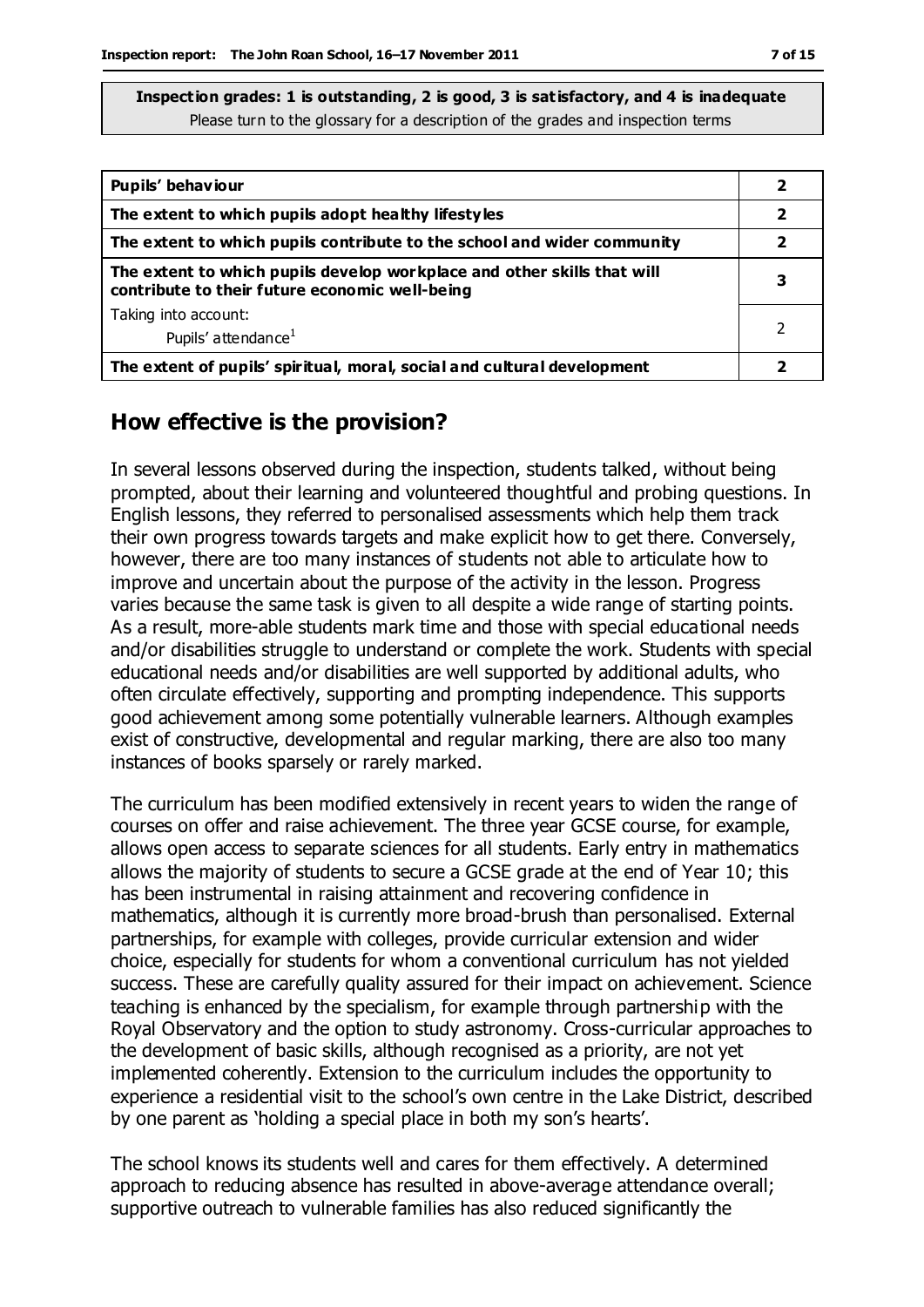**Inspection grades: 1 is outstanding, 2 is good, 3 is satisfactory, and 4 is inadequate**
Please turn to the glossary for a description of the grades and inspection terms

| | |
|---|---|
| **Pupils' behaviour** | **2** |
| **The extent to which pupils adopt healthy lifestyles** | **2** |
| **The extent to which pupils contribute to the school and wider community** | **2** |
| **The extent to which pupils develop workplace and other skills that will contribute to their future economic well-being** | **3** |
| Taking into account:<br>Pupils' attendance[1] | 2 |
| **The extent of pupils' spiritual, moral, social and cultural development** | **2** |

## How effective is the provision?

In several lessons observed during the inspection, students talked, without being prompted, about their learning and volunteered thoughtful and probing questions. In English lessons, they referred to personalised assessments which help them track their own progress towards targets and make explicit how to get there. Conversely, however, there are too many instances of students not able to articulate how to improve and uncertain about the purpose of the activity in the lesson. Progress varies because the same task is given to all despite a wide range of starting points. As a result, more-able students mark time and those with special educational needs and/or disabilities struggle to understand or complete the work. Students with special educational needs and/or disabilities are well supported by additional adults, who often circulate effectively, supporting and prompting independence. This supports good achievement among some potentially vulnerable learners. Although examples exist of constructive, developmental and regular marking, there are also too many instances of books sparsely or rarely marked.

The curriculum has been modified extensively in recent years to widen the range of courses on offer and raise achievement. The three year GCSE course, for example, allows open access to separate sciences for all students. Early entry in mathematics allows the majority of students to secure a GCSE grade at the end of Year 10; this has been instrumental in raising attainment and recovering confidence in mathematics, although it is currently more broad-brush than personalised. External partnerships, for example with colleges, provide curricular extension and wider choice, especially for students for whom a conventional curriculum has not yielded success. These are carefully quality assured for their impact on achievement. Science teaching is enhanced by the specialism, for example through partnership with the Royal Observatory and the option to study astronomy. Cross-curricular approaches to the development of basic skills, although recognised as a priority, are not yet implemented coherently. Extension to the curriculum includes the opportunity to experience a residential visit to the school's own centre in the Lake District, described by one parent as 'holding a special place in both my son's hearts'.

The school knows its students well and cares for them effectively. A determined approach to reducing absence has resulted in above-average attendance overall; supportive outreach to vulnerable families has also reduced significantly the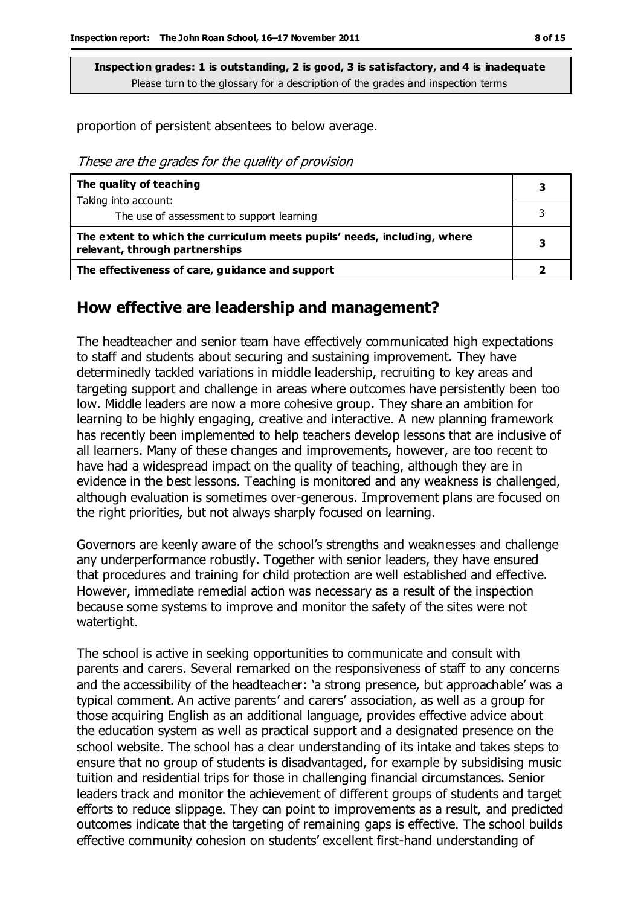**Inspection grades: 1 is outstanding, 2 is good, 3 is satisfactory, and 4 is inadequate**
Please turn to the glossary for a description of the grades and inspection terms

proportion of persistent absentees to below average.

*These are the grades for the quality of provision*

| | |
|---|---|
| **The quality of teaching** | **3** |
| Taking into account: The use of assessment to support learning | 3 |
| **The extent to which the curriculum meets pupils' needs, including, where relevant, through partnerships** | **3** |
| **The effectiveness of care, guidance and support** | **2** |

## How effective are leadership and management?

The headteacher and senior team have effectively communicated high expectations to staff and students about securing and sustaining improvement. They have determinedly tackled variations in middle leadership, recruiting to key areas and targeting support and challenge in areas where outcomes have persistently been too low. Middle leaders are now a more cohesive group. They share an ambition for learning to be highly engaging, creative and interactive. A new planning framework has recently been implemented to help teachers develop lessons that are inclusive of all learners. Many of these changes and improvements, however, are too recent to have had a widespread impact on the quality of teaching, although they are in evidence in the best lessons. Teaching is monitored and any weakness is challenged, although evaluation is sometimes over-generous. Improvement plans are focused on the right priorities, but not always sharply focused on learning.

Governors are keenly aware of the school's strengths and weaknesses and challenge any underperformance robustly. Together with senior leaders, they have ensured that procedures and training for child protection are well established and effective. However, immediate remedial action was necessary as a result of the inspection because some systems to improve and monitor the safety of the sites were not watertight.

The school is active in seeking opportunities to communicate and consult with parents and carers. Several remarked on the responsiveness of staff to any concerns and the accessibility of the headteacher: 'a strong presence, but approachable' was a typical comment. An active parents' and carers' association, as well as a group for those acquiring English as an additional language, provides effective advice about the education system as well as practical support and a designated presence on the school website. The school has a clear understanding of its intake and takes steps to ensure that no group of students is disadvantaged, for example by subsidising music tuition and residential trips for those in challenging financial circumstances. Senior leaders track and monitor the achievement of different groups of students and target efforts to reduce slippage. They can point to improvements as a result, and predicted outcomes indicate that the targeting of remaining gaps is effective. The school builds effective community cohesion on students' excellent first-hand understanding of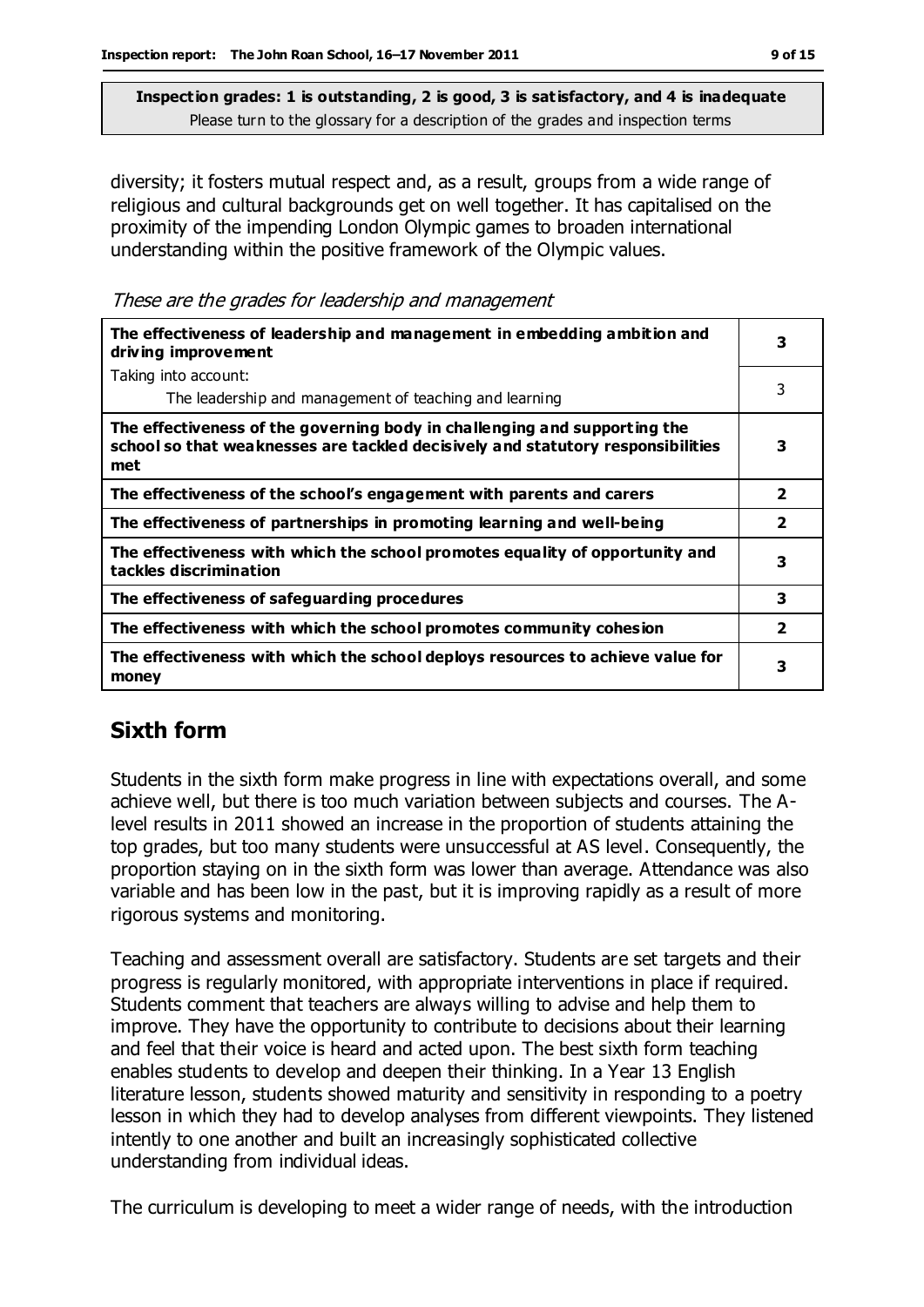**Inspection grades: 1 is outstanding, 2 is good, 3 is satisfactory, and 4 is inadequate**
Please turn to the glossary for a description of the grades and inspection terms

diversity; it fosters mutual respect and, as a result, groups from a wide range of religious and cultural backgrounds get on well together. It has capitalised on the proximity of the impending London Olympic games to broaden international understanding within the positive framework of the Olympic values.

*These are the grades for leadership and management*

| | |
|---|---|
| **The effectiveness of leadership and management in embedding ambition and driving improvement** | **3** |
| Taking into account: The leadership and management of teaching and learning | 3 |
| **The effectiveness of the governing body in challenging and supporting the school so that weaknesses are tackled decisively and statutory responsibilities met** | **3** |
| **The effectiveness of the school's engagement with parents and carers** | **2** |
| **The effectiveness of partnerships in promoting learning and well-being** | **2** |
| **The effectiveness with which the school promotes equality of opportunity and tackles discrimination** | **3** |
| **The effectiveness of safeguarding procedures** | **3** |
| **The effectiveness with which the school promotes community cohesion** | **2** |
| **The effectiveness with which the school deploys resources to achieve value for money** | **3** |

## Sixth form

Students in the sixth form make progress in line with expectations overall, and some achieve well, but there is too much variation between subjects and courses. The A-level results in 2011 showed an increase in the proportion of students attaining the top grades, but too many students were unsuccessful at AS level. Consequently, the proportion staying on in the sixth form was lower than average. Attendance was also variable and has been low in the past, but it is improving rapidly as a result of more rigorous systems and monitoring.

Teaching and assessment overall are satisfactory. Students are set targets and their progress is regularly monitored, with appropriate interventions in place if required. Students comment that teachers are always willing to advise and help them to improve. They have the opportunity to contribute to decisions about their learning and feel that their voice is heard and acted upon. The best sixth form teaching enables students to develop and deepen their thinking. In a Year 13 English literature lesson, students showed maturity and sensitivity in responding to a poetry lesson in which they had to develop analyses from different viewpoints. They listened intently to one another and built an increasingly sophisticated collective understanding from individual ideas.

The curriculum is developing to meet a wider range of needs, with the introduction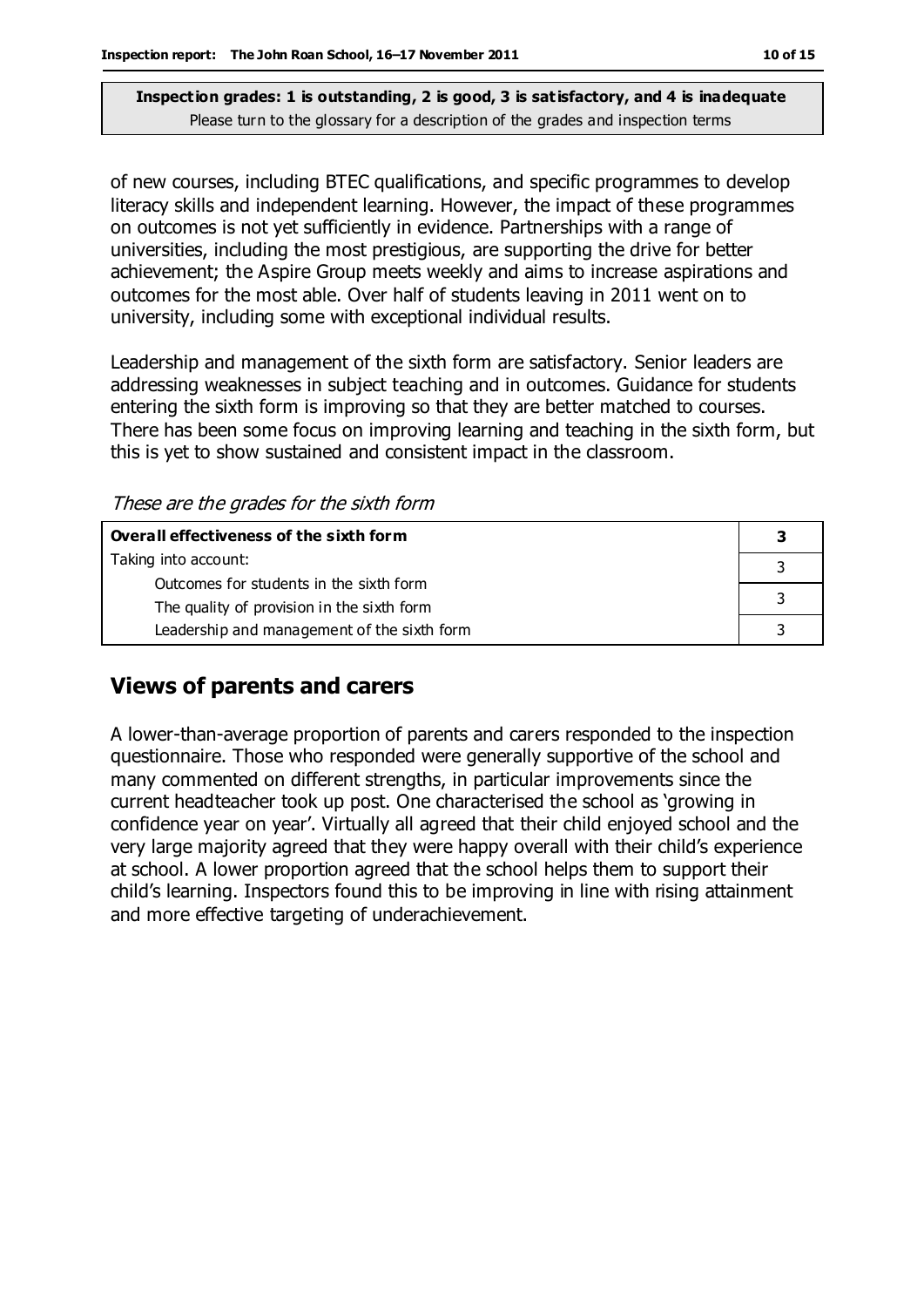**Inspection grades: 1 is outstanding, 2 is good, 3 is satisfactory, and 4 is inadequate**
Please turn to the glossary for a description of the grades and inspection terms

of new courses, including BTEC qualifications, and specific programmes to develop literacy skills and independent learning. However, the impact of these programmes on outcomes is not yet sufficiently in evidence. Partnerships with a range of universities, including the most prestigious, are supporting the drive for better achievement; the Aspire Group meets weekly and aims to increase aspirations and outcomes for the most able. Over half of students leaving in 2011 went on to university, including some with exceptional individual results.

Leadership and management of the sixth form are satisfactory. Senior leaders are addressing weaknesses in subject teaching and in outcomes. Guidance for students entering the sixth form is improving so that they are better matched to courses. There has been some focus on improving learning and teaching in the sixth form, but this is yet to show sustained and consistent impact in the classroom.

*These are the grades for the sixth form*

| **Overall effectiveness of the sixth form** | **3** |
|---|---|
| Taking into account: | |
| Outcomes for students in the sixth form | 3 |
| The quality of provision in the sixth form | 3 |
| Leadership and management of the sixth form | 3 |

## Views of parents and carers

A lower-than-average proportion of parents and carers responded to the inspection questionnaire. Those who responded were generally supportive of the school and many commented on different strengths, in particular improvements since the current headteacher took up post. One characterised the school as 'growing in confidence year on year'. Virtually all agreed that their child enjoyed school and the very large majority agreed that they were happy overall with their child's experience at school. A lower proportion agreed that the school helps them to support their child's learning. Inspectors found this to be improving in line with rising attainment and more effective targeting of underachievement.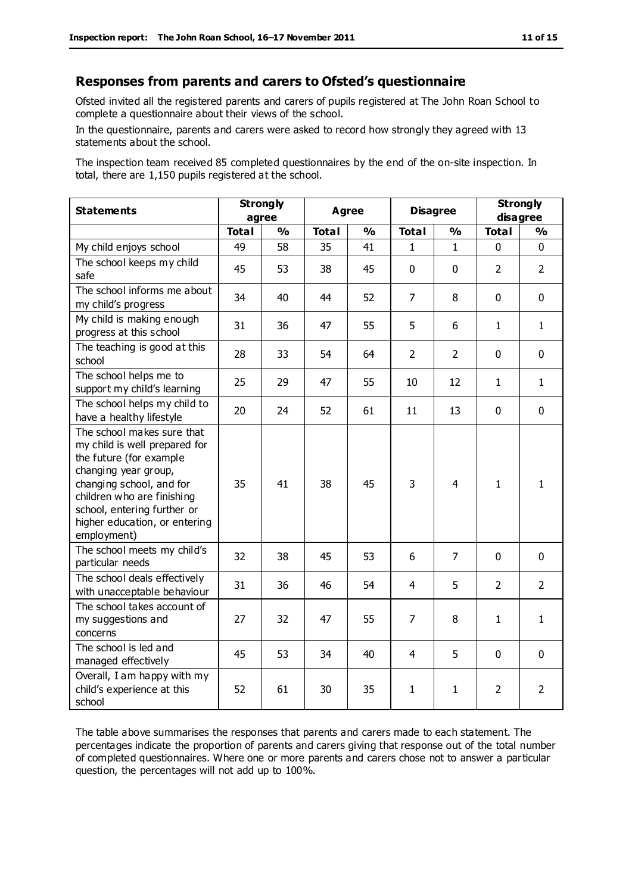## Responses from parents and carers to Ofsted's questionnaire

Ofsted invited all the registered parents and carers of pupils registered at The John Roan School to complete a questionnaire about their views of the school.

In the questionnaire, parents and carers were asked to record how strongly they agreed with 13 statements about the school.

The inspection team received 85 completed questionnaires by the end of the on-site inspection. In total, there are 1,150 pupils registered at the school.

| Statements | Strongly agree | | Agree | | Disagree | | Strongly disagree | |
|---|---|---|---|---|---|---|---|---|
| | Total | % | Total | % | Total | % | Total | % |
| My child enjoys school | 49 | 58 | 35 | 41 | 1 | 1 | 0 | 0 |
| The school keeps my child safe | 45 | 53 | 38 | 45 | 0 | 0 | 2 | 2 |
| The school informs me about my child's progress | 34 | 40 | 44 | 52 | 7 | 8 | 0 | 0 |
| My child is making enough progress at this school | 31 | 36 | 47 | 55 | 5 | 6 | 1 | 1 |
| The teaching is good at this school | 28 | 33 | 54 | 64 | 2 | 2 | 0 | 0 |
| The school helps me to support my child's learning | 25 | 29 | 47 | 55 | 10 | 12 | 1 | 1 |
| The school helps my child to have a healthy lifestyle | 20 | 24 | 52 | 61 | 11 | 13 | 0 | 0 |
| The school makes sure that my child is well prepared for the future (for example changing year group, changing school, and for children who are finishing school, entering further or higher education, or entering employment) | 35 | 41 | 38 | 45 | 3 | 4 | 1 | 1 |
| The school meets my child's particular needs | 32 | 38 | 45 | 53 | 6 | 7 | 0 | 0 |
| The school deals effectively with unacceptable behaviour | 31 | 36 | 46 | 54 | 4 | 5 | 2 | 2 |
| The school takes account of my suggestions and concerns | 27 | 32 | 47 | 55 | 7 | 8 | 1 | 1 |
| The school is led and managed effectively | 45 | 53 | 34 | 40 | 4 | 5 | 0 | 0 |
| Overall, I am happy with my child's experience at this school | 52 | 61 | 30 | 35 | 1 | 1 | 2 | 2 |

The table above summarises the responses that parents and carers made to each statement. The percentages indicate the proportion of parents and carers giving that response out of the total number of completed questionnaires. Where one or more parents and carers chose not to answer a particular question, the percentages will not add up to 100%.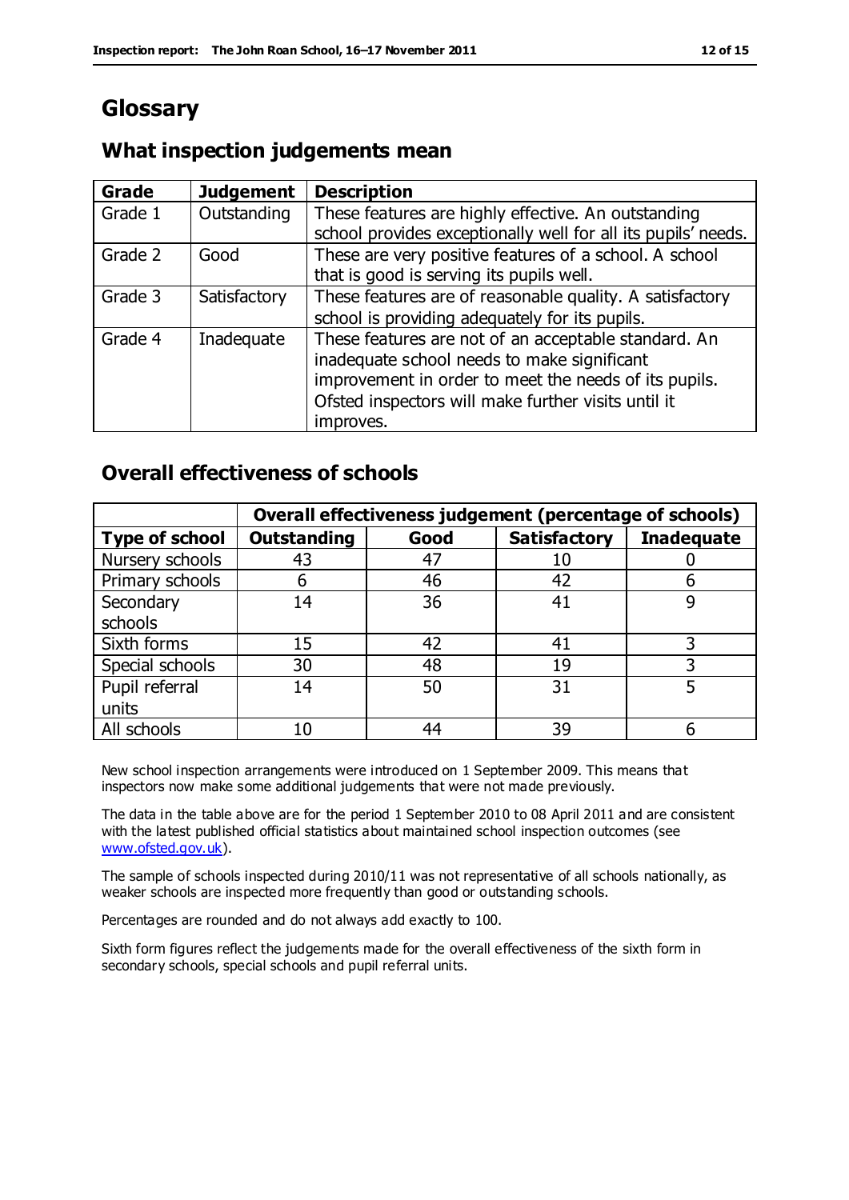# Glossary

## What inspection judgements mean

| Grade | Judgement | Description |
|---|---|---|
| Grade 1 | Outstanding | These features are highly effective. An outstanding school provides exceptionally well for all its pupils' needs. |
| Grade 2 | Good | These are very positive features of a school. A school that is good is serving its pupils well. |
| Grade 3 | Satisfactory | These features are of reasonable quality. A satisfactory school is providing adequately for its pupils. |
| Grade 4 | Inadequate | These features are not of an acceptable standard. An inadequate school needs to make significant improvement in order to meet the needs of its pupils. Ofsted inspectors will make further visits until it improves. |

## Overall effectiveness of schools

| | Overall effectiveness judgement (percentage of schools) | | | |
|---|---|---|---|---|
| **Type of school** | **Outstanding** | **Good** | **Satisfactory** | **Inadequate** |
| Nursery schools | 43 | 47 | 10 | 0 |
| Primary schools | 6 | 46 | 42 | 6 |
| Secondary schools | 14 | 36 | 41 | 9 |
| Sixth forms | 15 | 42 | 41 | 3 |
| Special schools | 30 | 48 | 19 | 3 |
| Pupil referral units | 14 | 50 | 31 | 5 |
| All schools | 10 | 44 | 39 | 6 |

New school inspection arrangements were introduced on 1 September 2009. This means that inspectors now make some additional judgements that were not made previously.

The data in the table above are for the period 1 September 2010 to 08 April 2011 and are consistent with the latest published official statistics about maintained school inspection outcomes (see www.ofsted.gov.uk).

The sample of schools inspected during 2010/11 was not representative of all schools nationally, as weaker schools are inspected more frequently than good or outstanding schools.

Percentages are rounded and do not always add exactly to 100.

Sixth form figures reflect the judgements made for the overall effectiveness of the sixth form in secondary schools, special schools and pupil referral units.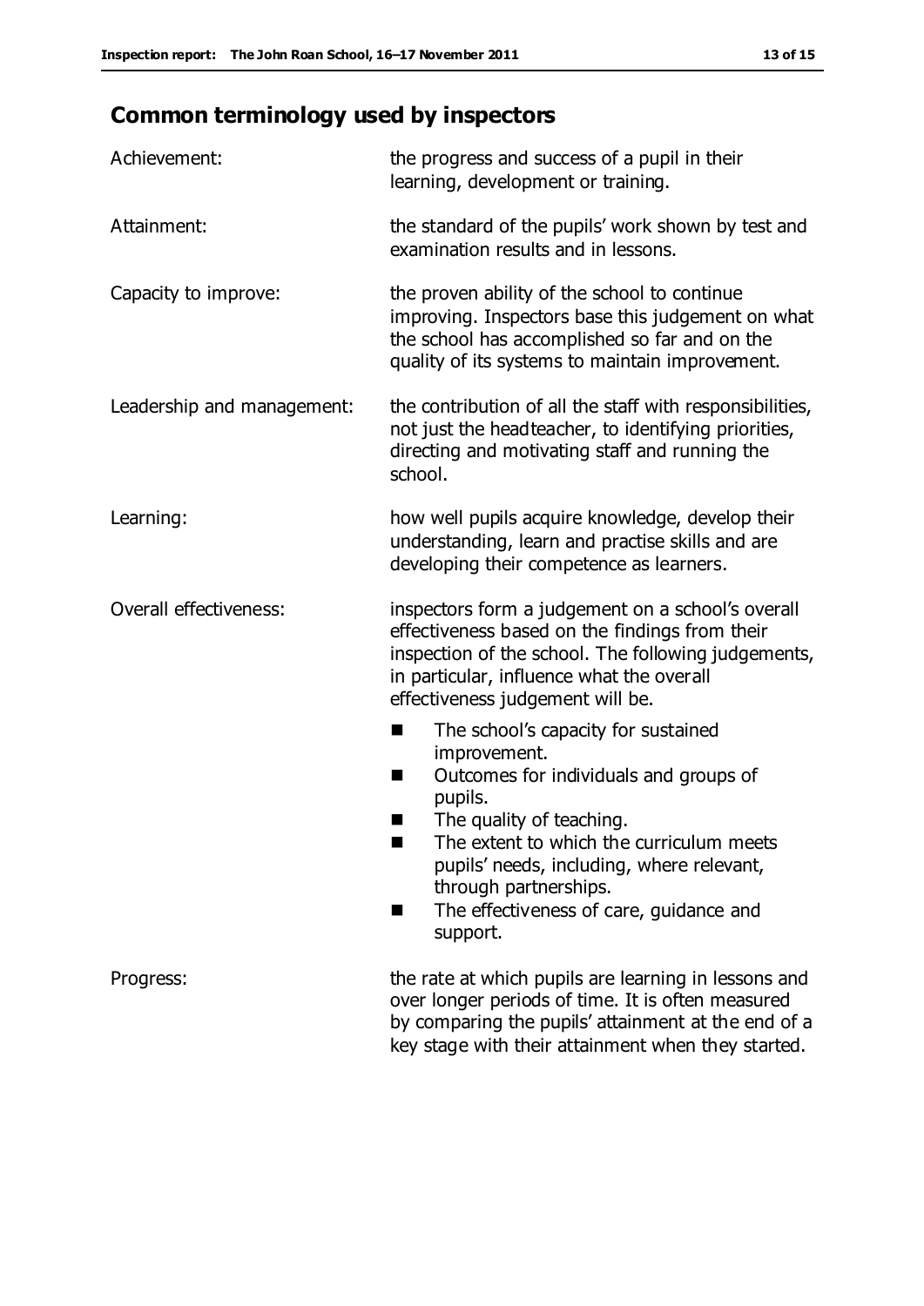## Common terminology used by inspectors

| | |
|---|---|
| Achievement: | the progress and success of a pupil in their learning, development or training. |
| Attainment: | the standard of the pupils' work shown by test and examination results and in lessons. |
| Capacity to improve: | the proven ability of the school to continue improving. Inspectors base this judgement on what the school has accomplished so far and on the quality of its systems to maintain improvement. |
| Leadership and management: | the contribution of all the staff with responsibilities, not just the headteacher, to identifying priorities, directing and motivating staff and running the school. |
| Learning: | how well pupils acquire knowledge, develop their understanding, learn and practise skills and are developing their competence as learners. |
| Overall effectiveness: | inspectors form a judgement on a school's overall effectiveness based on the findings from their inspection of the school. The following judgements, in particular, influence what the overall effectiveness judgement will be. <br>■ The school's capacity for sustained improvement. <br>■ Outcomes for individuals and groups of pupils. <br>■ The quality of teaching. <br>■ The extent to which the curriculum meets pupils' needs, including, where relevant, through partnerships. <br>■ The effectiveness of care, guidance and support. |
| Progress: | the rate at which pupils are learning in lessons and over longer periods of time. It is often measured by comparing the pupils' attainment at the end of a key stage with their attainment when they started. |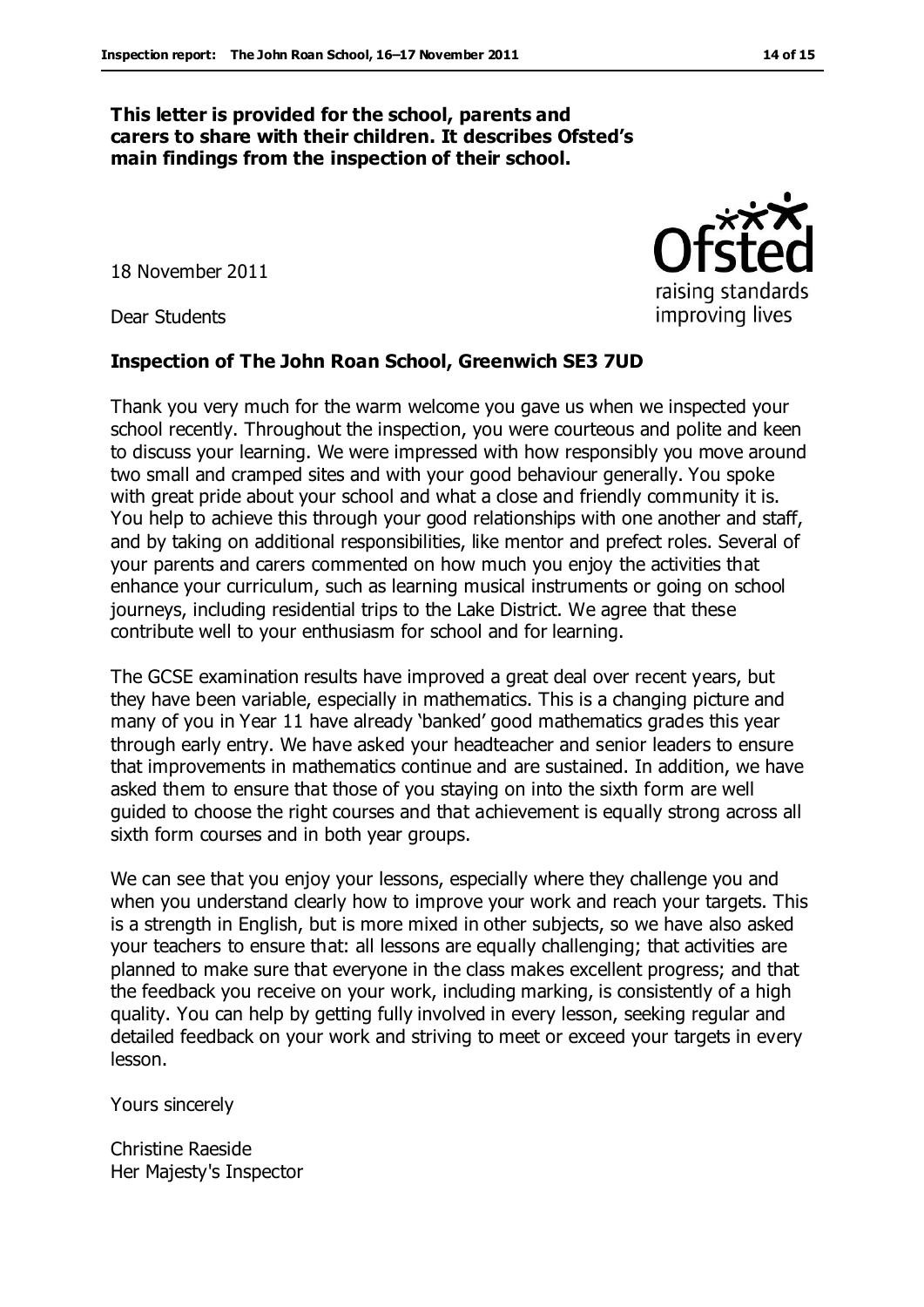**This letter is provided for the school, parents and carers to share with their children. It describes Ofsted's main findings from the inspection of their school.**

18 November 2011

Dear Students

**Inspection of The John Roan School, Greenwich SE3 7UD**

Thank you very much for the warm welcome you gave us when we inspected your school recently. Throughout the inspection, you were courteous and polite and keen to discuss your learning. We were impressed with how responsibly you move around two small and cramped sites and with your good behaviour generally. You spoke with great pride about your school and what a close and friendly community it is. You help to achieve this through your good relationships with one another and staff, and by taking on additional responsibilities, like mentor and prefect roles. Several of your parents and carers commented on how much you enjoy the activities that enhance your curriculum, such as learning musical instruments or going on school journeys, including residential trips to the Lake District. We agree that these contribute well to your enthusiasm for school and for learning.

The GCSE examination results have improved a great deal over recent years, but they have been variable, especially in mathematics. This is a changing picture and many of you in Year 11 have already 'banked' good mathematics grades this year through early entry. We have asked your headteacher and senior leaders to ensure that improvements in mathematics continue and are sustained. In addition, we have asked them to ensure that those of you staying on into the sixth form are well guided to choose the right courses and that achievement is equally strong across all sixth form courses and in both year groups.

We can see that you enjoy your lessons, especially where they challenge you and when you understand clearly how to improve your work and reach your targets. This is a strength in English, but is more mixed in other subjects, so we have also asked your teachers to ensure that: all lessons are equally challenging; that activities are planned to make sure that everyone in the class makes excellent progress; and that the feedback you receive on your work, including marking, is consistently of a high quality. You can help by getting fully involved in every lesson, seeking regular and detailed feedback on your work and striving to meet or exceed your targets in every lesson.

Yours sincerely

Christine Raeside
Her Majesty's Inspector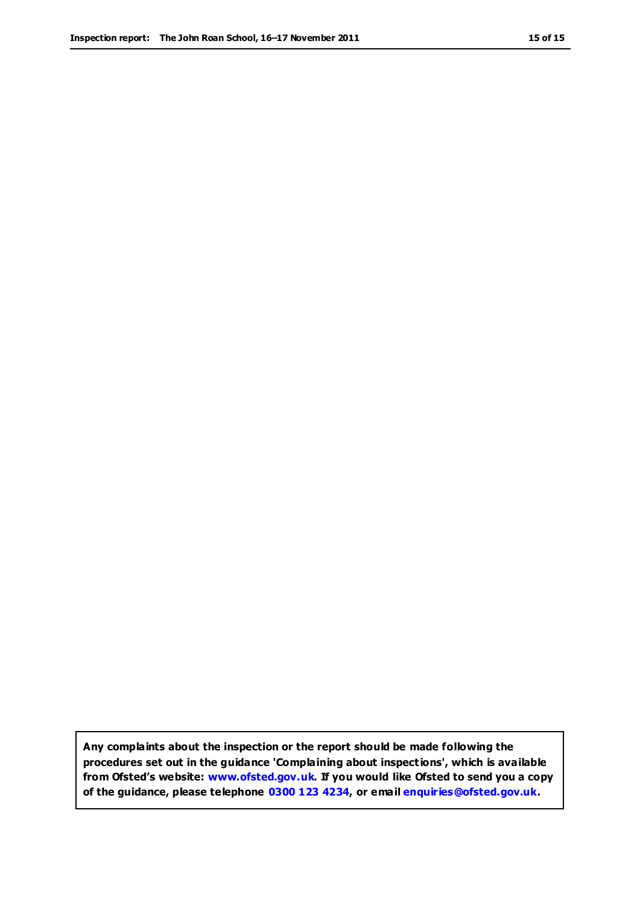**Any complaints about the inspection or the report should be made following the procedures set out in the guidance 'Complaining about inspections', which is available from Ofsted's website: www.ofsted.gov.uk. If you would like Ofsted to send you a copy of the guidance, please telephone 0300 123 4234, or email enquiries@ofsted.gov.uk.**